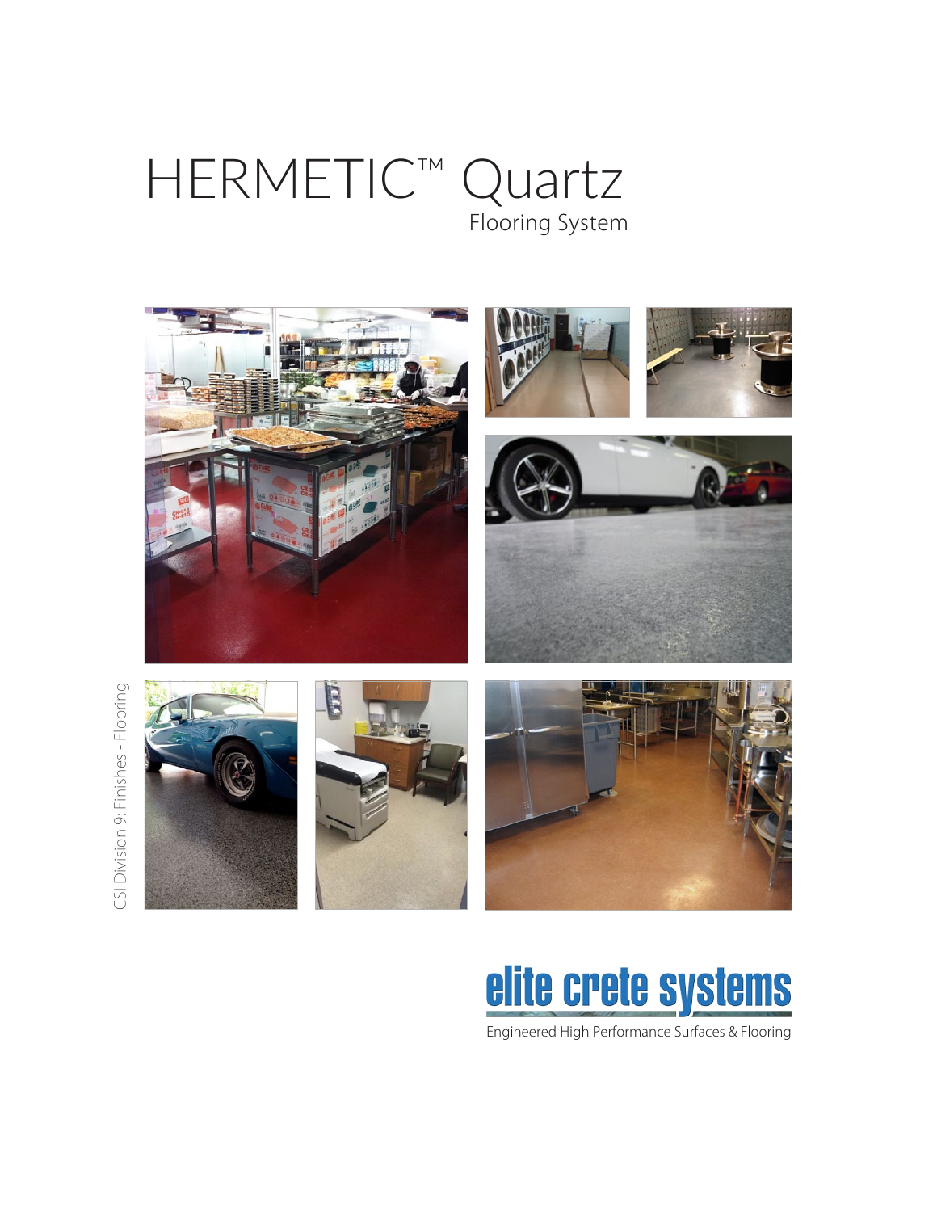# HERMETIC™ Quartz

## Flooring System

CSI Division 9: Finishes - Flooring

elite crete systems

Engineered High Performance Surfaces & Flooring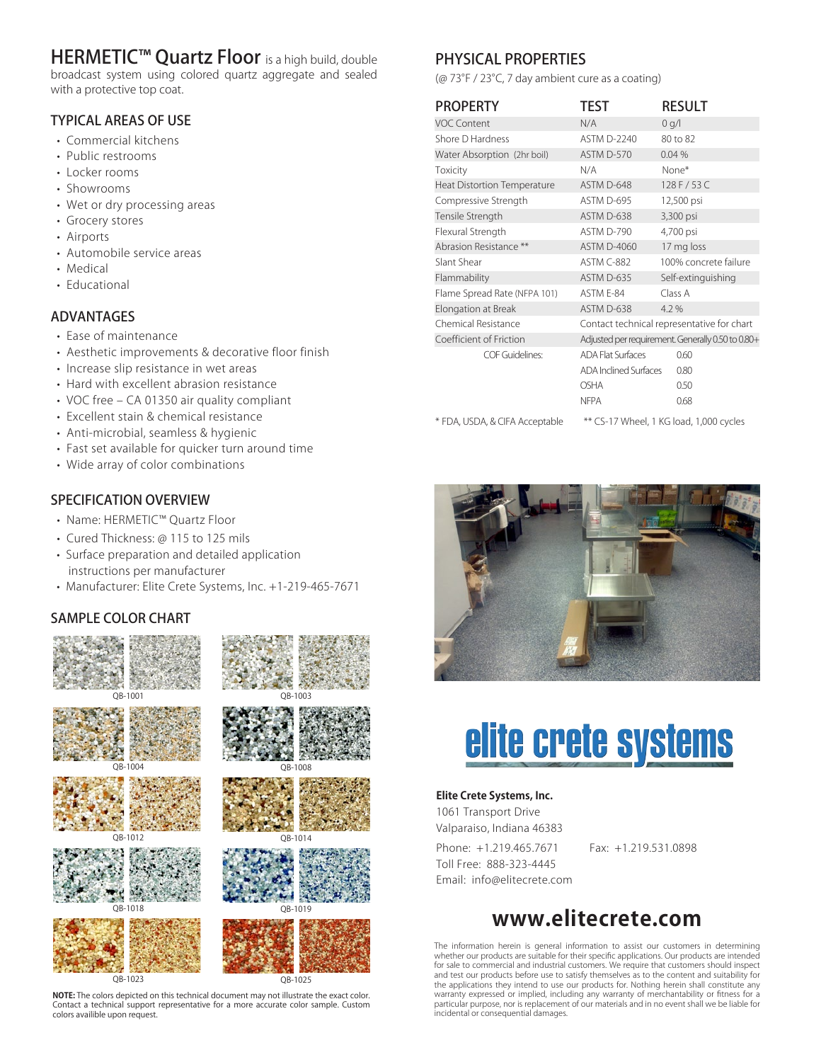# HERMETIC™ Quartz Floor is a high build, double broadcast system using colored quartz aggregate and sealed with a protective top coat.

## TYPICAL AREAS OF USE

- Commercial kitchens
- Public restrooms
- Locker rooms
- Showrooms
- Wet or dry processing areas
- Grocery stores
- Airports
- Automobile service areas
- Medical
- Educational

## ADVANTAGES

- Ease of maintenance
- Aesthetic improvements & decorative floor finish
- Increase slip resistance in wet areas
- Hard with excellent abrasion resistance
- VOC free – CA 01350 air quality compliant
- Excellent stain & chemical resistance
- Anti-microbial, seamless & hygienic
- Fast set available for quicker turn around time
- Wide array of color combinations

## SPECIFICATION OVERVIEW

- Name: HERMETIC™ Quartz Floor
- Cured Thickness: @ 115 to 125 mils
- Surface preparation and detailed application instructions per manufacturer
- Manufacturer: Elite Crete Systems, Inc. +1-219-465-7671

## SAMPLE COLOR CHART

QB-1001

QB-1003

QB-1004

QB-1008

QB-1012

QB-1014

QB-1018

QB-1019

QB-1023

QB-1025

**NOTE:** The colors depicted on this technical document may not illustrate the exact color. Contact a technical support representative for a more accurate color sample. Custom colors availible upon request.

## PHYSICAL PROPERTIES

(@ 73°F / 23°C, 7 day ambient cure as a coating)

| PROPERTY | TEST | RESULT |
|---|---|---|
| VOC Content | N/A | 0 g/l |
| Shore D Hardness | ASTM D-2240 | 80 to 82 |
| Water Absorption (2hr boil) | ASTM D-570 | 0.04 % |
| Toxicity | N/A | None* |
| Heat Distortion Temperature | ASTM D-648 | 128 F / 53 C |
| Compressive Strength | ASTM D-695 | 12,500 psi |
| Tensile Strength | ASTM D-638 | 3,300 psi |
| Flexural Strength | ASTM D-790 | 4,700 psi |
| Abrasion Resistance ** | ASTM D-4060 | 17 mg loss |
| Slant Shear | ASTM C-882 | 100% concrete failure |
| Flammability | ASTM D-635 | Self-extinguishing |
| Flame Spread Rate (NFPA 101) | ASTM E-84 | Class A |
| Elongation at Break | ASTM D-638 | 4.2 % |
| Chemical Resistance | Contact technical representative for chart | |
| Coefficient of Friction | Adjusted per requirement. Generally 0.50 to 0.80+ | |
| COF Guidelines: | ADA Flat Surfaces | 0.60 |
| | ADA Inclined Surfaces | 0.80 |
| | OSHA | 0.50 |
| | NFPA | 0.68 |

\* FDA, USDA, & CIFA Acceptable  ** CS-17 Wheel, 1 KG load, 1,000 cycles

elite crete systems

**Elite Crete Systems, Inc.**
1061 Transport Drive
Valparaiso, Indiana 46383

Phone: +1.219.465.7671  Fax: +1.219.531.0898
Toll Free: 888-323-4445
Email: info@elitecrete.com

## www.elitecrete.com

The information herein is general information to assist our customers in determining whether our products are suitable for their specific applications. Our products are intended for sale to commercial and industrial customers. We require that customers should inspect and test our products before use to satisfy themselves as to the content and suitability for the applications they intend to use our products for. Nothing herein shall constitute any warranty expressed or implied, including any warranty of merchantability or fitness for a particular purpose, nor is replacement of our materials and in no event shall we be liable for incidental or consequential damages.